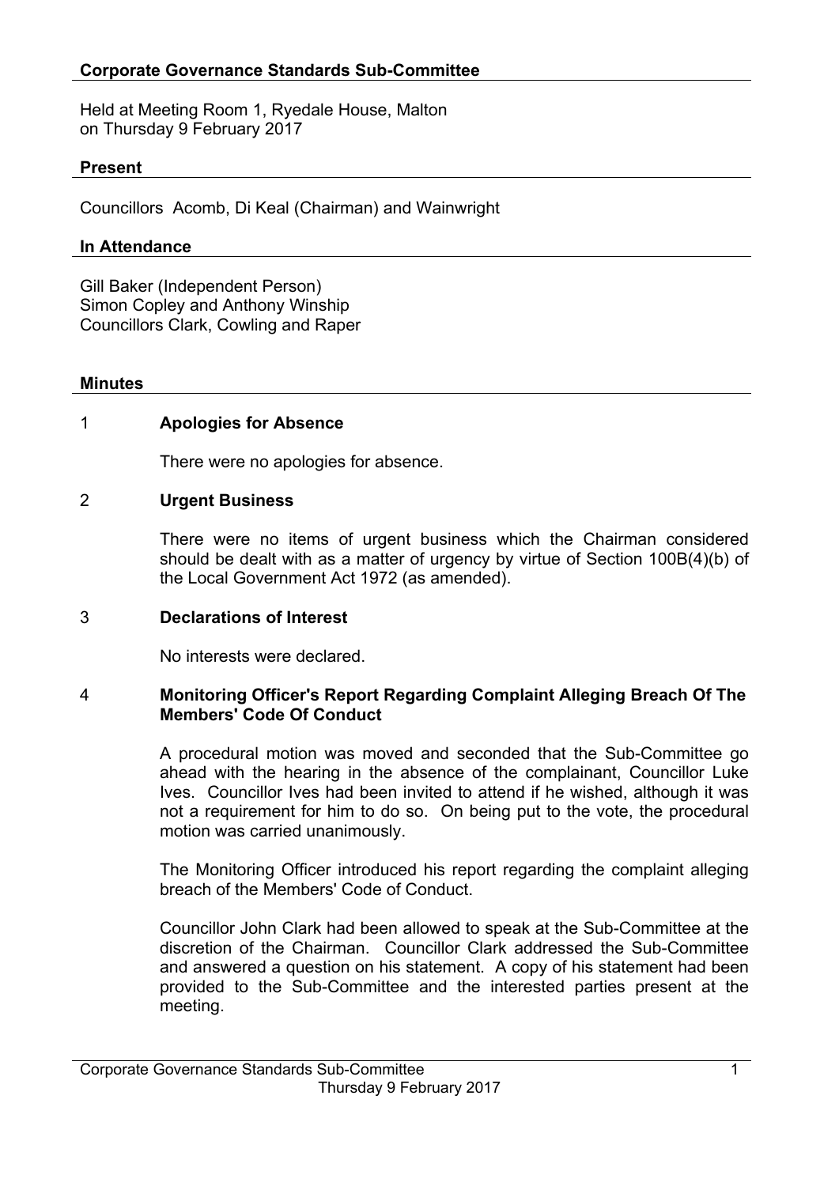## Corporate Governance Standards Sub-Committee

Held at Meeting Room 1, Ryedale House, Malton
on Thursday 9 February 2017

### Present

Councillors Acomb, Di Keal (Chairman) and Wainwright

### In Attendance

Gill Baker (Independent Person)
Simon Copley and Anthony Winship
Councillors Clark, Cowling and Raper

### Minutes

1 **Apologies for Absence**

There were no apologies for absence.

2 **Urgent Business**

There were no items of urgent business which the Chairman considered should be dealt with as a matter of urgency by virtue of Section 100B(4)(b) of the Local Government Act 1972 (as amended).

3 **Declarations of Interest**

No interests were declared.

4 **Monitoring Officer's Report Regarding Complaint Alleging Breach Of The Members' Code Of Conduct**

A procedural motion was moved and seconded that the Sub-Committee go ahead with the hearing in the absence of the complainant, Councillor Luke Ives. Councillor Ives had been invited to attend if he wished, although it was not a requirement for him to do so. On being put to the vote, the procedural motion was carried unanimously.

The Monitoring Officer introduced his report regarding the complaint alleging breach of the Members' Code of Conduct.

Councillor John Clark had been allowed to speak at the Sub-Committee at the discretion of the Chairman. Councillor Clark addressed the Sub-Committee and answered a question on his statement. A copy of his statement had been provided to the Sub-Committee and the interested parties present at the meeting.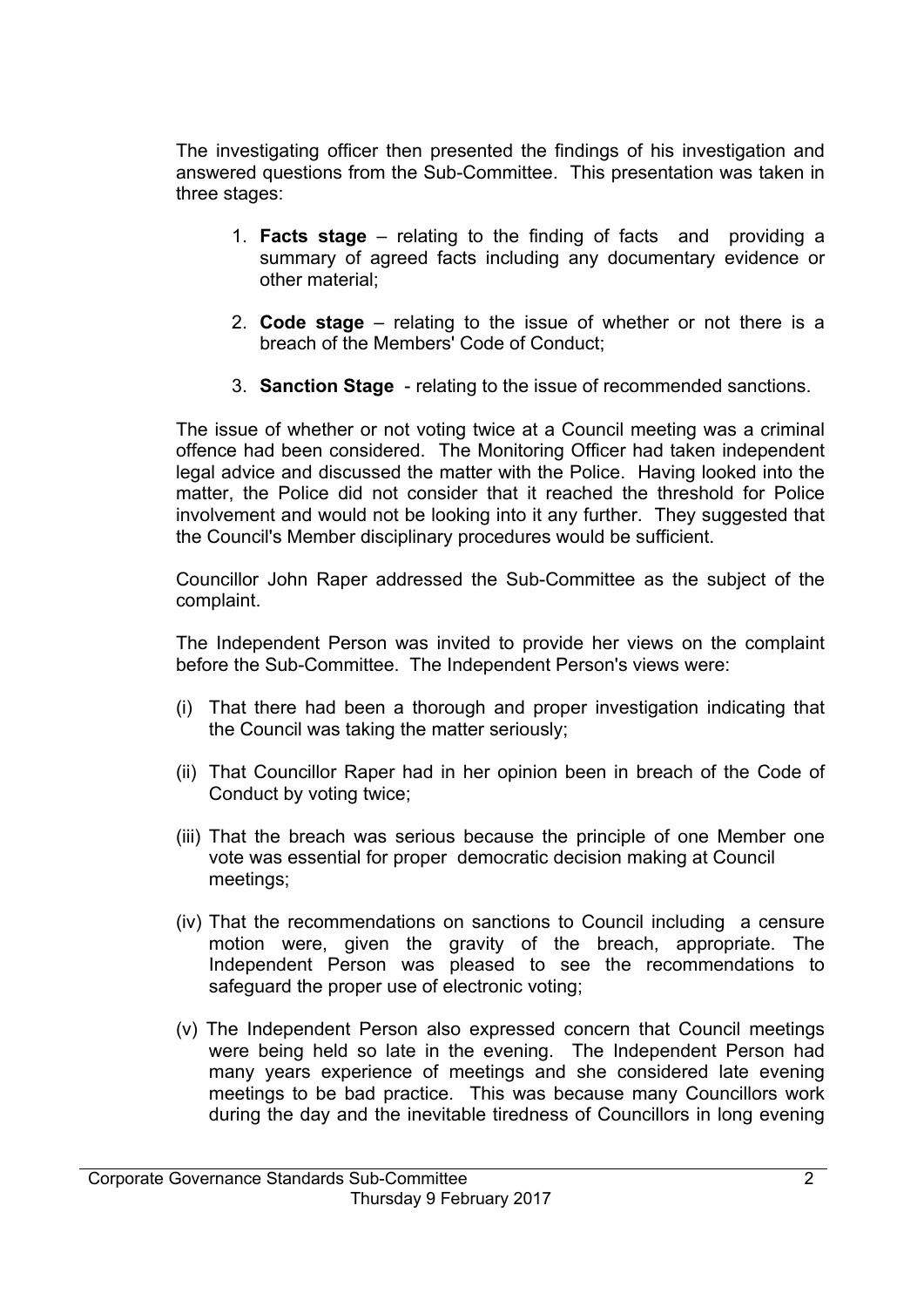The investigating officer then presented the findings of his investigation and answered questions from the Sub-Committee. This presentation was taken in three stages:

1. **Facts stage** – relating to the finding of facts and providing a summary of agreed facts including any documentary evidence or other material;

2. **Code stage** – relating to the issue of whether or not there is a breach of the Members' Code of Conduct;

3. **Sanction Stage** - relating to the issue of recommended sanctions.

The issue of whether or not voting twice at a Council meeting was a criminal offence had been considered. The Monitoring Officer had taken independent legal advice and discussed the matter with the Police. Having looked into the matter, the Police did not consider that it reached the threshold for Police involvement and would not be looking into it any further. They suggested that the Council's Member disciplinary procedures would be sufficient.

Councillor John Raper addressed the Sub-Committee as the subject of the complaint.

The Independent Person was invited to provide her views on the complaint before the Sub-Committee. The Independent Person's views were:

(i) That there had been a thorough and proper investigation indicating that the Council was taking the matter seriously;

(ii) That Councillor Raper had in her opinion been in breach of the Code of Conduct by voting twice;

(iii) That the breach was serious because the principle of one Member one vote was essential for proper democratic decision making at Council meetings;

(iv) That the recommendations on sanctions to Council including a censure motion were, given the gravity of the breach, appropriate. The Independent Person was pleased to see the recommendations to safeguard the proper use of electronic voting;

(v) The Independent Person also expressed concern that Council meetings were being held so late in the evening. The Independent Person had many years experience of meetings and she considered late evening meetings to be bad practice. This was because many Councillors work during the day and the inevitable tiredness of Councillors in long evening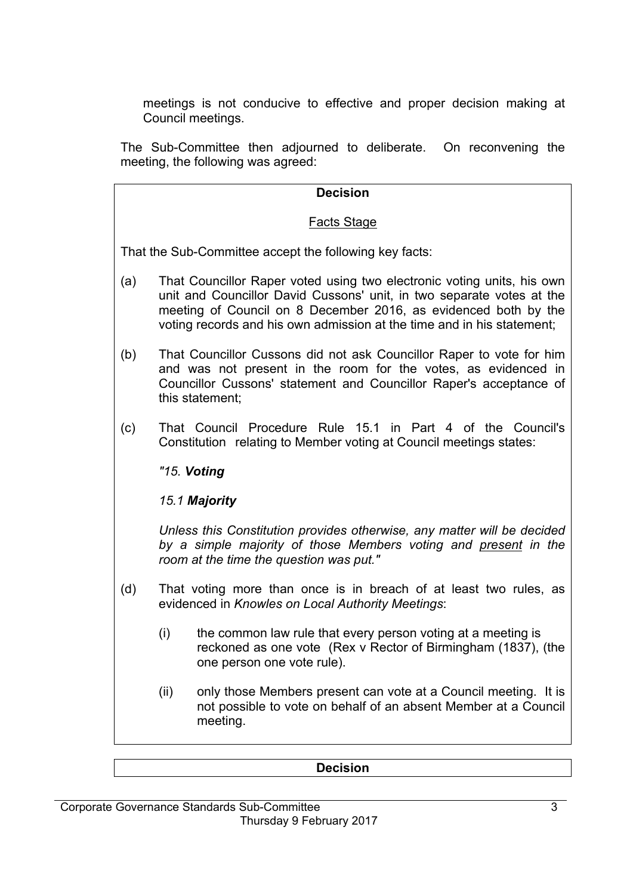meetings is not conducive to effective and proper decision making at Council meetings.

The Sub-Committee then adjourned to deliberate. On reconvening the meeting, the following was agreed:

**Decision**

Facts Stage

That the Sub-Committee accept the following key facts:

(a) That Councillor Raper voted using two electronic voting units, his own unit and Councillor David Cussons' unit, in two separate votes at the meeting of Council on 8 December 2016, as evidenced both by the voting records and his own admission at the time and in his statement;

(b) That Councillor Cussons did not ask Councillor Raper to vote for him and was not present in the room for the votes, as evidenced in Councillor Cussons' statement and Councillor Raper's acceptance of this statement;

(c) That Council Procedure Rule 15.1 in Part 4 of the Council's Constitution relating to Member voting at Council meetings states:

*"15. **Voting***

*15.1 **Majority***

*Unless this Constitution provides otherwise, any matter will be decided by a simple majority of those Members voting and present in the room at the time the question was put."*

(d) That voting more than once is in breach of at least two rules, as evidenced in *Knowles on Local Authority Meetings*:

(i) the common law rule that every person voting at a meeting is reckoned as one vote (Rex v Rector of Birmingham (1837), (the one person one vote rule).

(ii) only those Members present can vote at a Council meeting. It is not possible to vote on behalf of an absent Member at a Council meeting.

**Decision**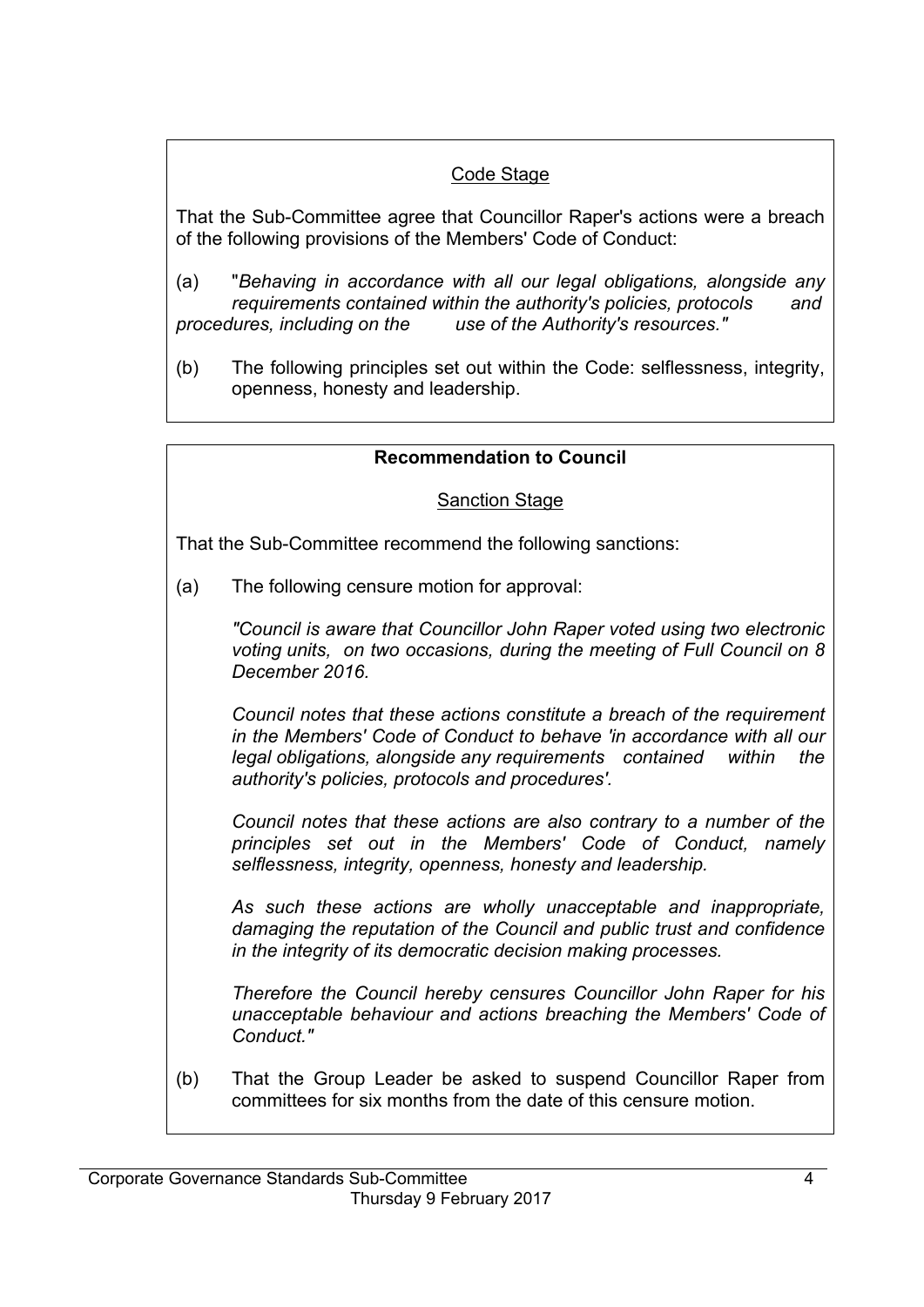Code Stage

That the Sub-Committee agree that Councillor Raper's actions were a breach of the following provisions of the Members' Code of Conduct:

(a) "*Behaving in accordance with all our legal obligations, alongside any requirements contained within the authority's policies, protocols and procedures, including on the use of the Authority's resources."*

(b) The following principles set out within the Code: selflessness, integrity, openness, honesty and leadership.

**Recommendation to Council**

Sanction Stage

That the Sub-Committee recommend the following sanctions:

(a) The following censure motion for approval:

*"Council is aware that Councillor John Raper voted using two electronic voting units, on two occasions, during the meeting of Full Council on 8 December 2016.*

*Council notes that these actions constitute a breach of the requirement in the Members' Code of Conduct to behave 'in accordance with all our legal obligations, alongside any requirements contained within the authority's policies, protocols and procedures'.*

*Council notes that these actions are also contrary to a number of the principles set out in the Members' Code of Conduct, namely selflessness, integrity, openness, honesty and leadership.*

*As such these actions are wholly unacceptable and inappropriate, damaging the reputation of the Council and public trust and confidence in the integrity of its democratic decision making processes.*

*Therefore the Council hereby censures Councillor John Raper for his unacceptable behaviour and actions breaching the Members' Code of Conduct."*

(b) That the Group Leader be asked to suspend Councillor Raper from committees for six months from the date of this censure motion.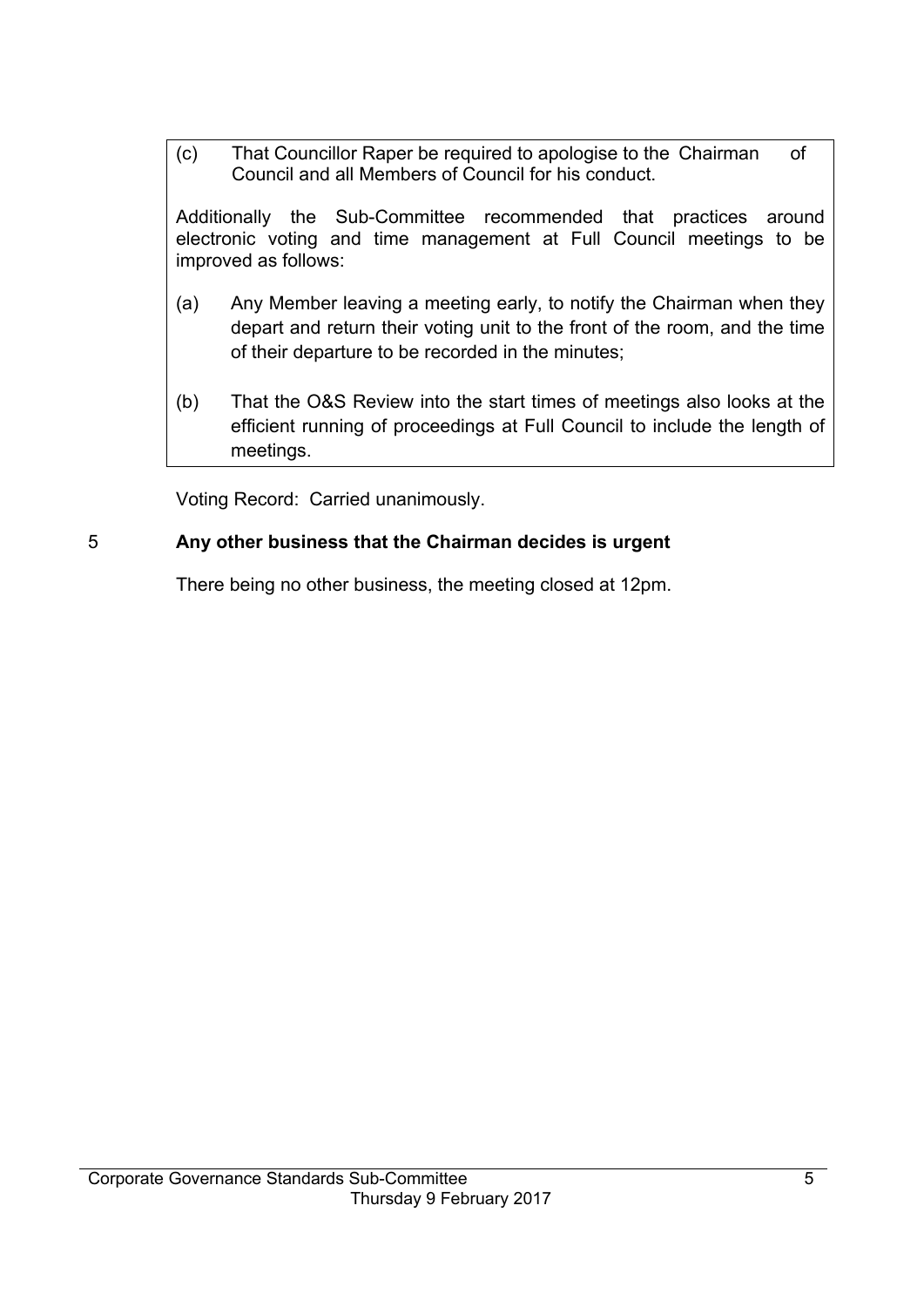(c) That Councillor Raper be required to apologise to the Chairman of Council and all Members of Council for his conduct.

Additionally the Sub-Committee recommended that practices around electronic voting and time management at Full Council meetings to be improved as follows:

(a) Any Member leaving a meeting early, to notify the Chairman when they depart and return their voting unit to the front of the room, and the time of their departure to be recorded in the minutes;

(b) That the O&S Review into the start times of meetings also looks at the efficient running of proceedings at Full Council to include the length of meetings.

Voting Record: Carried unanimously.

## 5 Any other business that the Chairman decides is urgent

There being no other business, the meeting closed at 12pm.